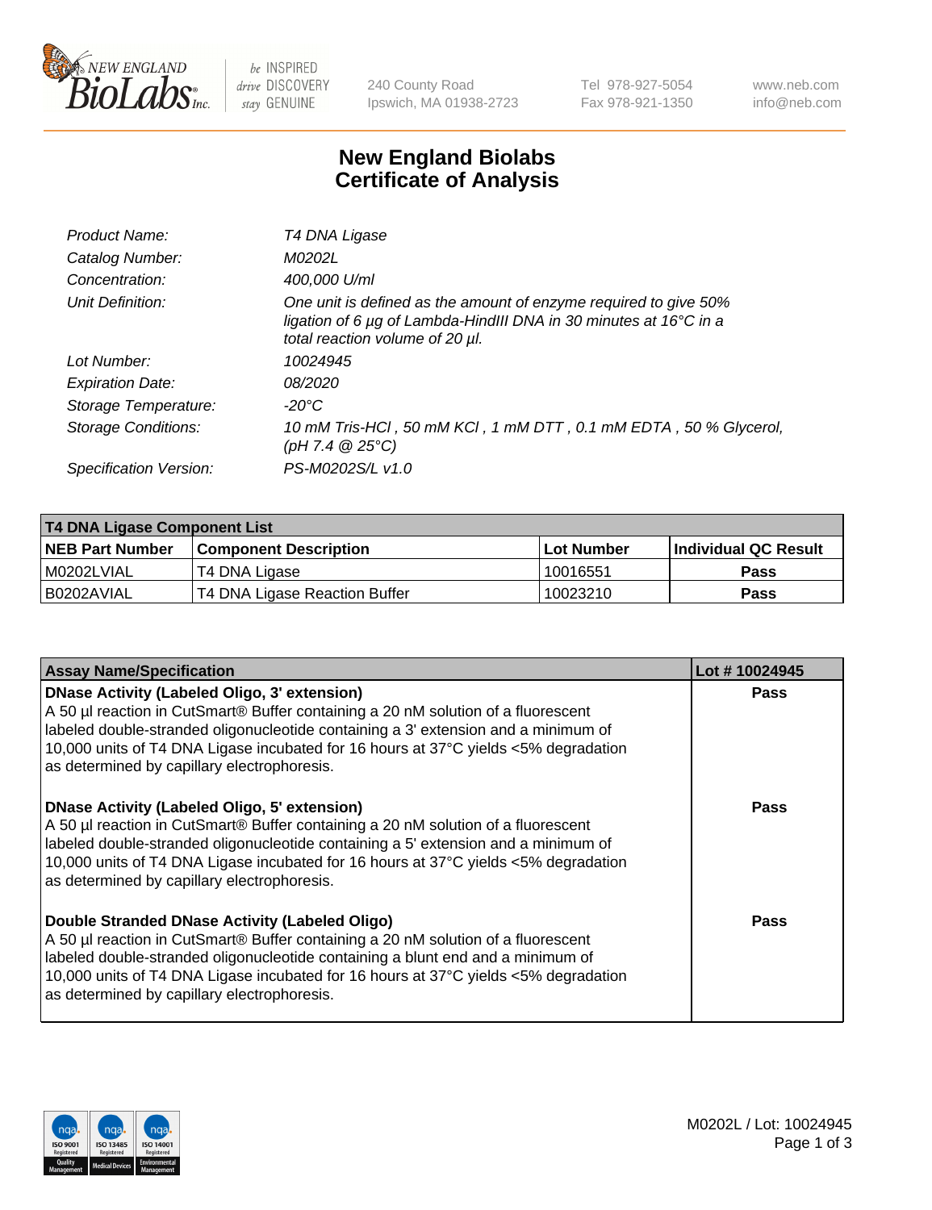# New England Biolabs
# Certificate of Analysis

| | |
|---|---|
| *Product Name:* | *T4 DNA Ligase* |
| *Catalog Number:* | *M0202L* |
| *Concentration:* | *400,000 U/ml* |
| *Unit Definition:* | *One unit is defined as the amount of enzyme required to give 50% ligation of 6 µg of Lambda-HindIII DNA in 30 minutes at 16°C in a total reaction volume of 20 µl.* |
| *Lot Number:* | *10024945* |
| *Expiration Date:* | *08/2020* |
| *Storage Temperature:* | *-20°C* |
| *Storage Conditions:* | *10 mM Tris-HCl , 50 mM KCl , 1 mM DTT , 0.1 mM EDTA , 50 % Glycerol, (pH 7.4 @ 25°C)* |
| *Specification Version:* | *PS-M0202S/L v1.0* |

**T4 DNA Ligase Component List**

| NEB Part Number | Component Description | Lot Number | Individual QC Result |
|---|---|---|---|
| M0202LVIAL | T4 DNA Ligase | 10016551 | Pass |
| B0202AVIAL | T4 DNA Ligase Reaction Buffer | 10023210 | Pass |

| Assay Name/Specification | Lot # 10024945 |
|---|---|
| **DNase Activity (Labeled Oligo, 3' extension)**<br>A 50 µl reaction in CutSmart® Buffer containing a 20 nM solution of a fluorescent labeled double-stranded oligonucleotide containing a 3' extension and a minimum of 10,000 units of T4 DNA Ligase incubated for 16 hours at 37°C yields <5% degradation as determined by capillary electrophoresis. | Pass |
| **DNase Activity (Labeled Oligo, 5' extension)**<br>A 50 µl reaction in CutSmart® Buffer containing a 20 nM solution of a fluorescent labeled double-stranded oligonucleotide containing a 5' extension and a minimum of 10,000 units of T4 DNA Ligase incubated for 16 hours at 37°C yields <5% degradation as determined by capillary electrophoresis. | Pass |
| **Double Stranded DNase Activity (Labeled Oligo)**<br>A 50 µl reaction in CutSmart® Buffer containing a 20 nM solution of a fluorescent labeled double-stranded oligonucleotide containing a blunt end and a minimum of 10,000 units of T4 DNA Ligase incubated for 16 hours at 37°C yields <5% degradation as determined by capillary electrophoresis. | Pass |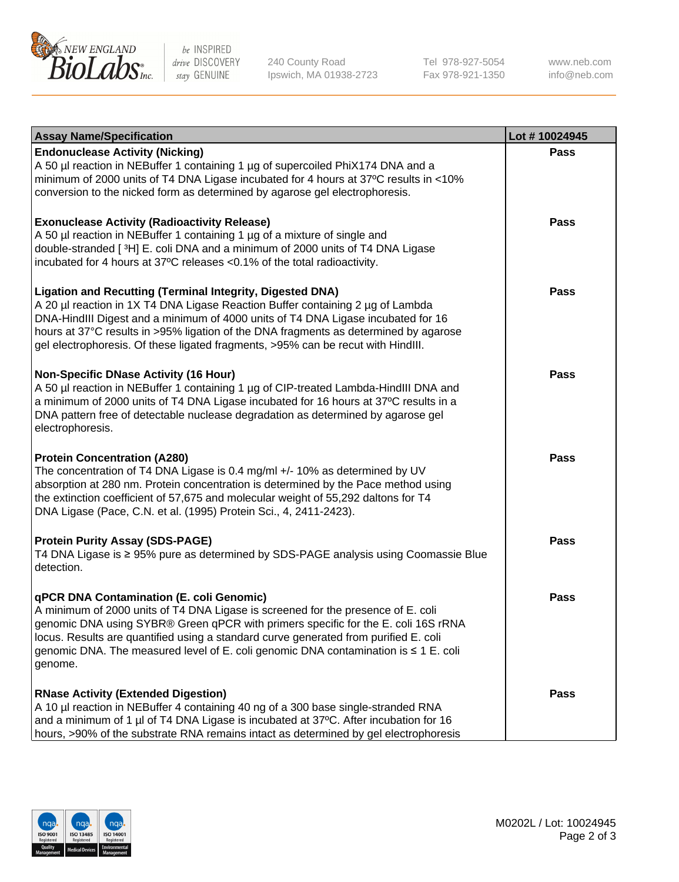| Assay Name/Specification | Lot # 10024945 |
|---|---|
| **Endonuclease Activity (Nicking)**<br>A 50 µl reaction in NEBuffer 1 containing 1 µg of supercoiled PhiX174 DNA and a minimum of 2000 units of T4 DNA Ligase incubated for 4 hours at 37ºC results in <10% conversion to the nicked form as determined by agarose gel electrophoresis. | **Pass** |
| **Exonuclease Activity (Radioactivity Release)**<br>A 50 µl reaction in NEBuffer 1 containing 1 µg of a mixture of single and double-stranded [ $^3$H] E. coli DNA and a minimum of 2000 units of T4 DNA Ligase incubated for 4 hours at 37ºC releases <0.1% of the total radioactivity. | **Pass** |
| **Ligation and Recutting (Terminal Integrity, Digested DNA)**<br>A 20 µl reaction in 1X T4 DNA Ligase Reaction Buffer containing 2 µg of Lambda DNA-HindIII Digest and a minimum of 4000 units of T4 DNA Ligase incubated for 16 hours at 37°C results in >95% ligation of the DNA fragments as determined by agarose gel electrophoresis. Of these ligated fragments, >95% can be recut with HindIII. | **Pass** |
| **Non-Specific DNase Activity (16 Hour)**<br>A 50 µl reaction in NEBuffer 1 containing 1 µg of CIP-treated Lambda-HindIII DNA and a minimum of 2000 units of T4 DNA Ligase incubated for 16 hours at 37ºC results in a DNA pattern free of detectable nuclease degradation as determined by agarose gel electrophoresis. | **Pass** |
| **Protein Concentration (A280)**<br>The concentration of T4 DNA Ligase is 0.4 mg/ml +/- 10% as determined by UV absorption at 280 nm. Protein concentration is determined by the Pace method using the extinction coefficient of 57,675 and molecular weight of 55,292 daltons for T4 DNA Ligase (Pace, C.N. et al. (1995) Protein Sci., 4, 2411-2423). | **Pass** |
| **Protein Purity Assay (SDS-PAGE)**<br>T4 DNA Ligase is ≥ 95% pure as determined by SDS-PAGE analysis using Coomassie Blue detection. | **Pass** |
| **qPCR DNA Contamination (E. coli Genomic)**<br>A minimum of 2000 units of T4 DNA Ligase is screened for the presence of E. coli genomic DNA using SYBR® Green qPCR with primers specific for the E. coli 16S rRNA locus. Results are quantified using a standard curve generated from purified E. coli genomic DNA. The measured level of E. coli genomic DNA contamination is ≤ 1 E. coli genome. | **Pass** |
| **RNase Activity (Extended Digestion)**<br>A 10 µl reaction in NEBuffer 4 containing 40 ng of a 300 base single-stranded RNA and a minimum of 1 µl of T4 DNA Ligase is incubated at 37ºC. After incubation for 16 hours, >90% of the substrate RNA remains intact as determined by gel electrophoresis | **Pass** |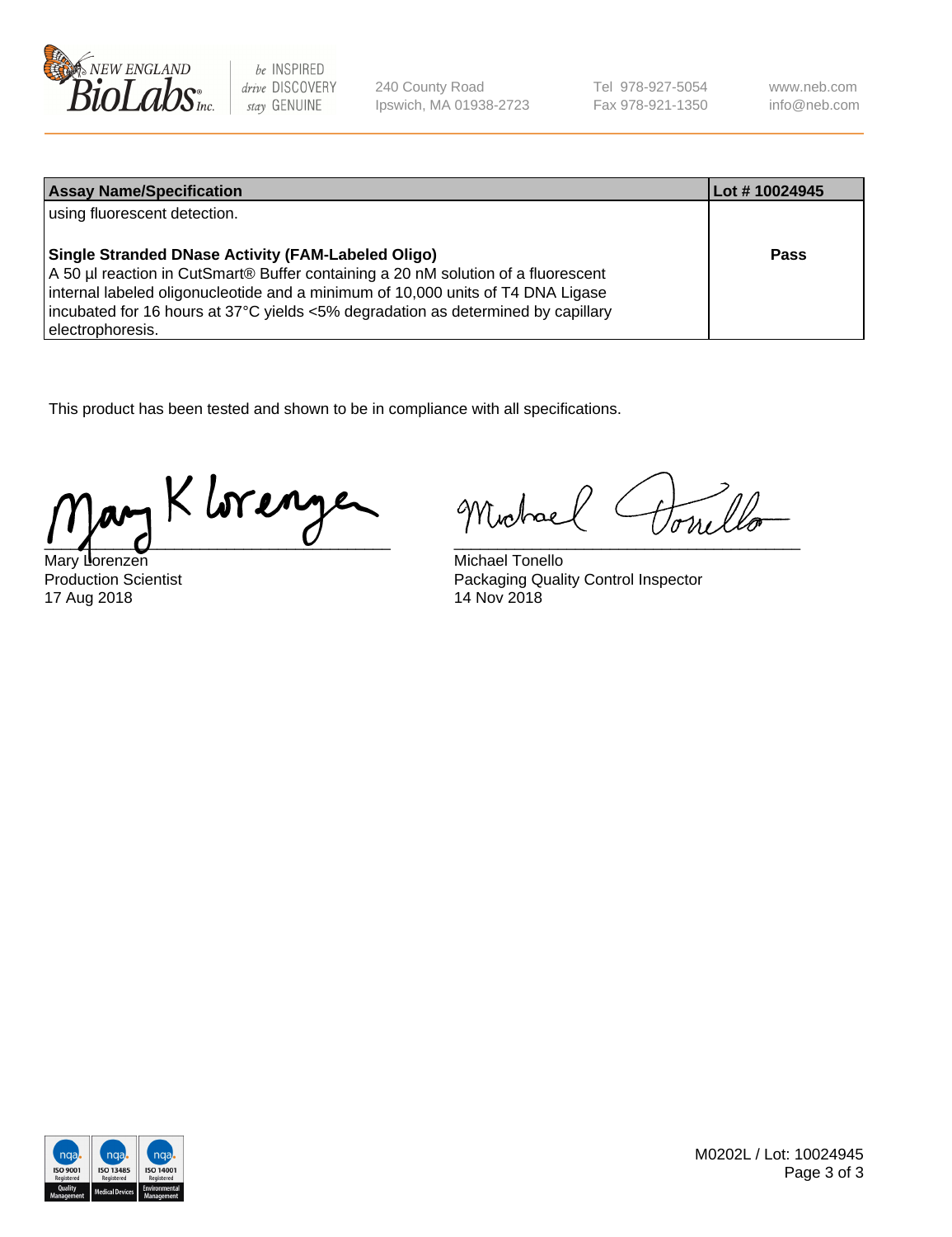| Assay Name/Specification | Lot # 10024945 |
| --- | --- |
| using fluorescent detection. | |
| **Single Stranded DNase Activity (FAM-Labeled Oligo)**<br>A 50 µl reaction in CutSmart® Buffer containing a 20 nM solution of a fluorescent internal labeled oligonucleotide and a minimum of 10,000 units of T4 DNA Ligase incubated for 16 hours at 37°C yields <5% degradation as determined by capillary electrophoresis. | **Pass** |

This product has been tested and shown to be in compliance with all specifications.

Mary Lorenzen
Production Scientist
17 Aug 2018

Michael Tonello
Packaging Quality Control Inspector
14 Nov 2018

M0202L / Lot: 10024945